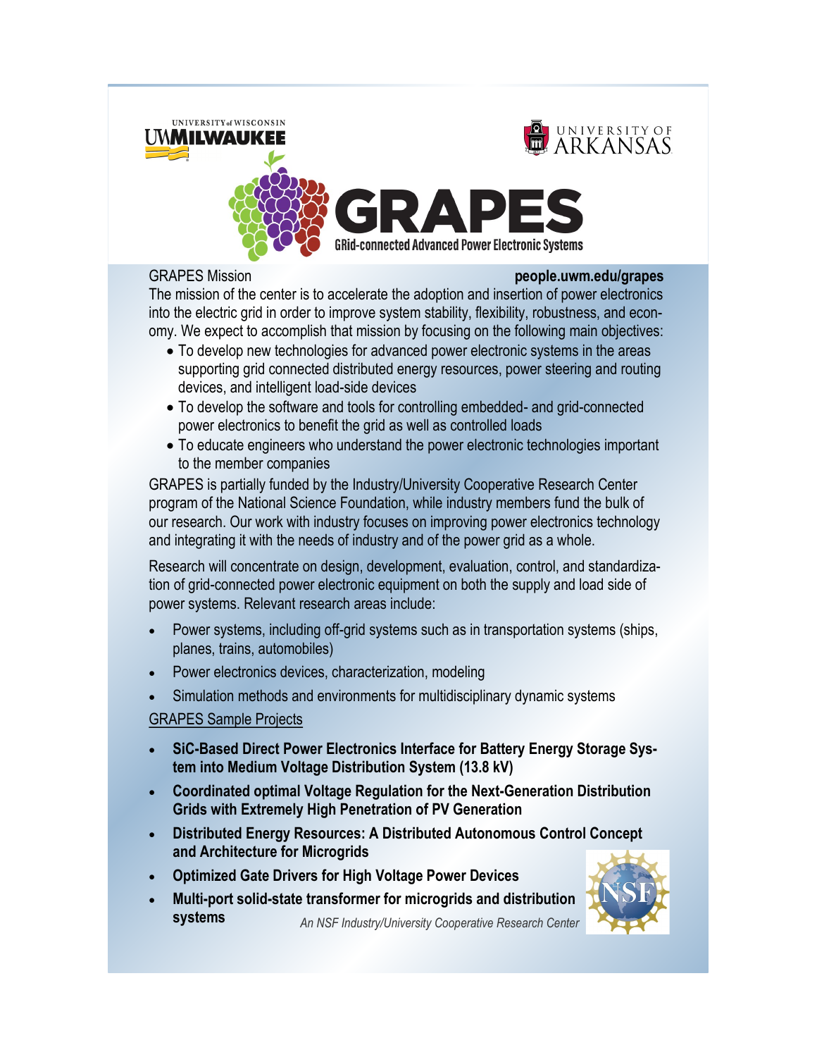UNIVERSITY of WISCONSIN
UWMILWAUKEE

UNIVERSITY OF
ARKANSAS

# GRAPES

GRid-connected Advanced Power Electronic Systems

GRAPES Mission **people.uwm.edu/grapes**

The mission of the center is to accelerate the adoption and insertion of power electronics into the electric grid in order to improve system stability, flexibility, robustness, and economy. We expect to accomplish that mission by focusing on the following main objectives:

- To develop new technologies for advanced power electronic systems in the areas supporting grid connected distributed energy resources, power steering and routing devices, and intelligent load-side devices
- To develop the software and tools for controlling embedded- and grid-connected power electronics to benefit the grid as well as controlled loads
- To educate engineers who understand the power electronic technologies important to the member companies

GRAPES is partially funded by the Industry/University Cooperative Research Center program of the National Science Foundation, while industry members fund the bulk of our research. Our work with industry focuses on improving power electronics technology and integrating it with the needs of industry and of the power grid as a whole.

Research will concentrate on design, development, evaluation, control, and standardization of grid-connected power electronic equipment on both the supply and load side of power systems. Relevant research areas include:

- Power systems, including off-grid systems such as in transportation systems (ships, planes, trains, automobiles)
- Power electronics devices, characterization, modeling
- Simulation methods and environments for multidisciplinary dynamic systems

GRAPES Sample Projects

- **SiC-Based Direct Power Electronics Interface for Battery Energy Storage System into Medium Voltage Distribution System (13.8 kV)**
- **Coordinated optimal Voltage Regulation for the Next-Generation Distribution Grids with Extremely High Penetration of PV Generation**
- **Distributed Energy Resources: A Distributed Autonomous Control Concept and Architecture for Microgrids**
- **Optimized Gate Drivers for High Voltage Power Devices**
- **Multi-port solid-state transformer for microgrids and distribution systems**

*An NSF Industry/University Cooperative Research Center*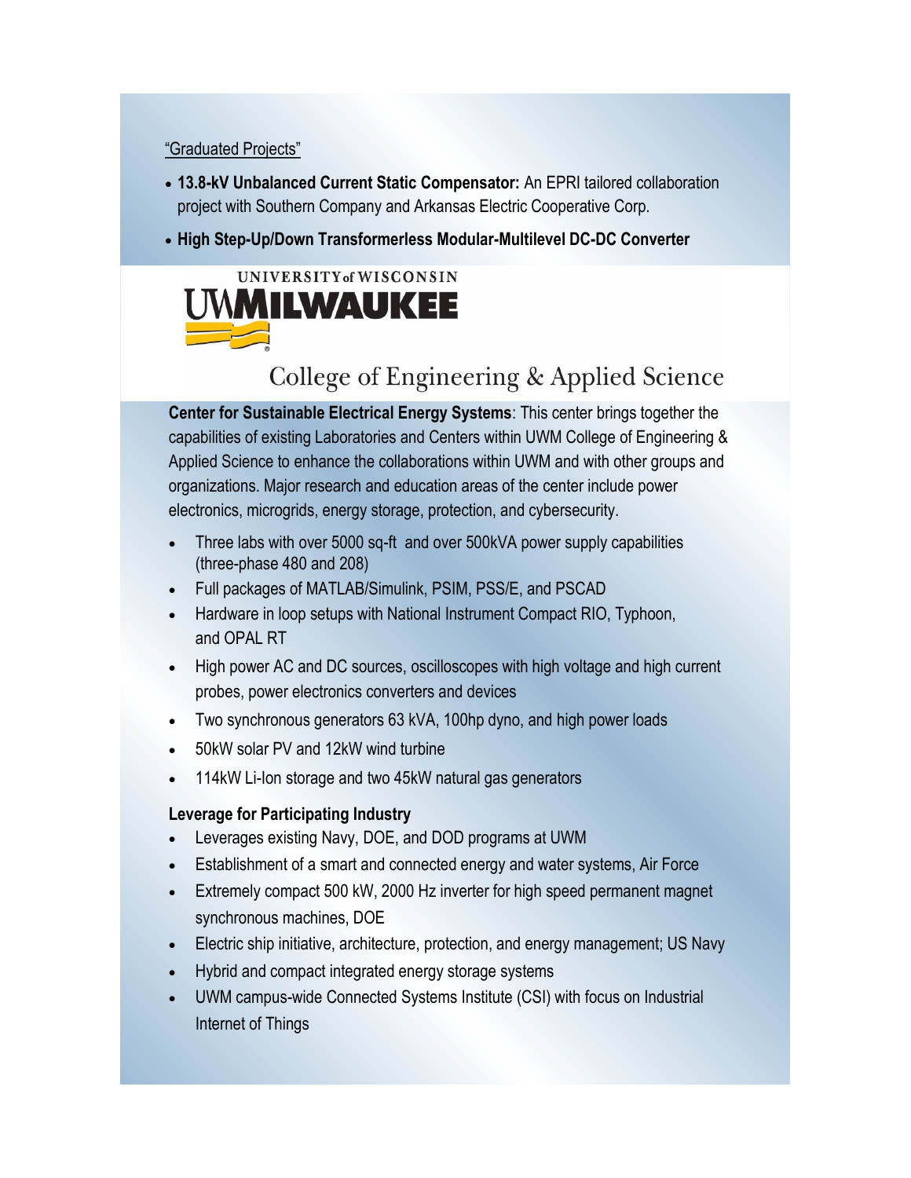"Graduated Projects"

- **13.8-kV Unbalanced Current Static Compensator:** An EPRI tailored collaboration project with Southern Company and Arkansas Electric Cooperative Corp.
- **High Step-Up/Down Transformerless Modular-Multilevel DC-DC Converter**

UNIVERSITY of WISCONSIN
UWMILWAUKEE

College of Engineering & Applied Science

**Center for Sustainable Electrical Energy Systems**: This center brings together the capabilities of existing Laboratories and Centers within UWM College of Engineering & Applied Science to enhance the collaborations within UWM and with other groups and organizations. Major research and education areas of the center include power electronics, microgrids, energy storage, protection, and cybersecurity.

- Three labs with over 5000 sq-ft and over 500kVA power supply capabilities (three-phase 480 and 208)
- Full packages of MATLAB/Simulink, PSIM, PSS/E, and PSCAD
- Hardware in loop setups with National Instrument Compact RIO, Typhoon, and OPAL RT
- High power AC and DC sources, oscilloscopes with high voltage and high current probes, power electronics converters and devices
- Two synchronous generators 63 kVA, 100hp dyno, and high power loads
- 50kW solar PV and 12kW wind turbine
- 114kW Li-Ion storage and two 45kW natural gas generators

**Leverage for Participating Industry**

- Leverages existing Navy, DOE, and DOD programs at UWM
- Establishment of a smart and connected energy and water systems, Air Force
- Extremely compact 500 kW, 2000 Hz inverter for high speed permanent magnet synchronous machines, DOE
- Electric ship initiative, architecture, protection, and energy management; US Navy
- Hybrid and compact integrated energy storage systems
- UWM campus-wide Connected Systems Institute (CSI) with focus on Industrial Internet of Things